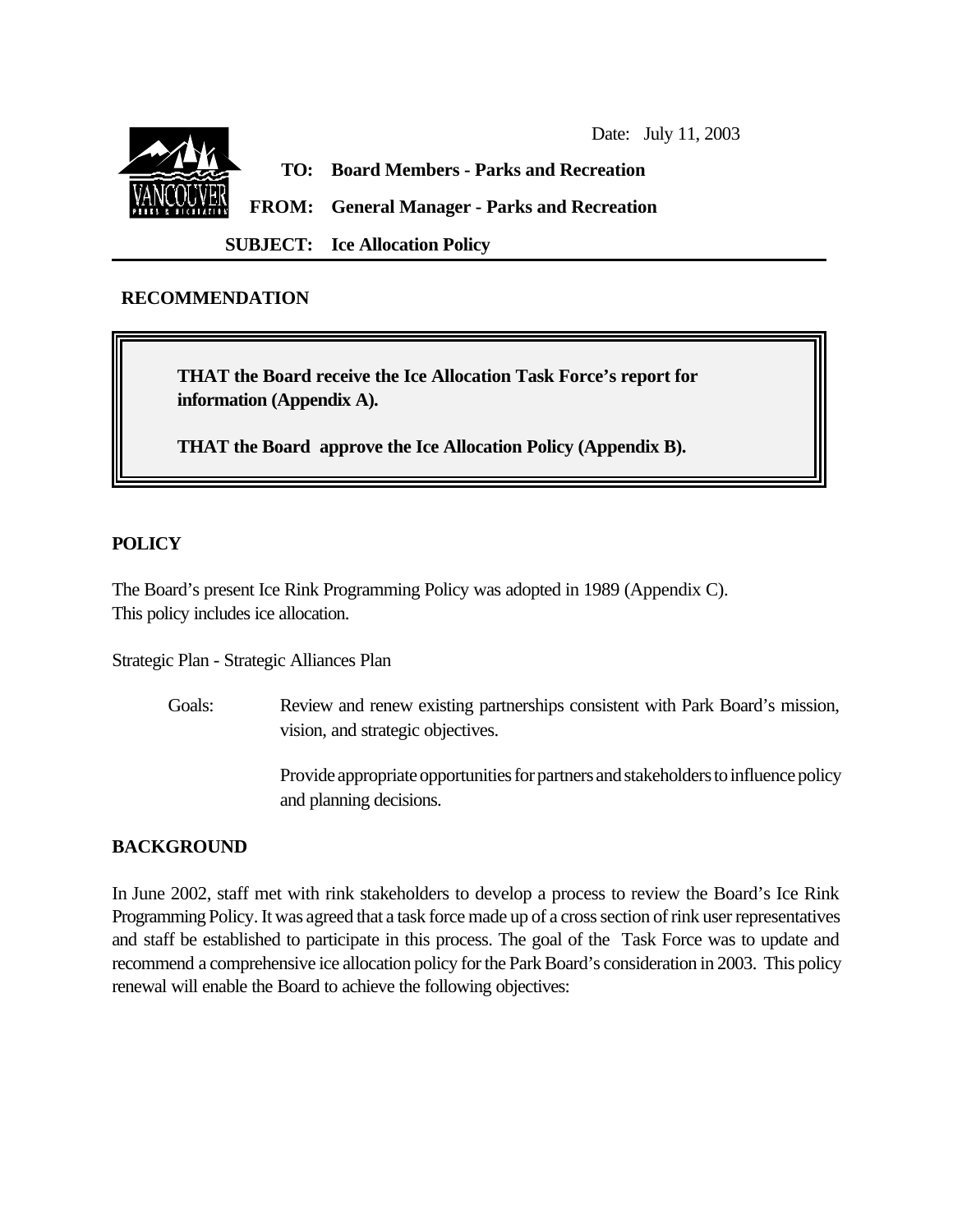Date: July 11, 2003

**TO: Board Members - Parks and Recreation**

**FROM: General Manager - Parks and Recreation**

**SUBJECT: Ice Allocation Policy**

## RECOMMENDATION

**THAT the Board receive the Ice Allocation Task Force's report for information (Appendix A).**

**THAT the Board approve the Ice Allocation Policy (Appendix B).**

## POLICY

The Board's present Ice Rink Programming Policy was adopted in 1989 (Appendix C). This policy includes ice allocation.

Strategic Plan - Strategic Alliances Plan

Goals: Review and renew existing partnerships consistent with Park Board's mission, vision, and strategic objectives.

Provide appropriate opportunities for partners and stakeholders to influence policy and planning decisions.

## BACKGROUND

In June 2002, staff met with rink stakeholders to develop a process to review the Board's Ice Rink Programming Policy. It was agreed that a task force made up of a cross section of rink user representatives and staff be established to participate in this process. The goal of the Task Force was to update and recommend a comprehensive ice allocation policy for the Park Board's consideration in 2003. This policy renewal will enable the Board to achieve the following objectives: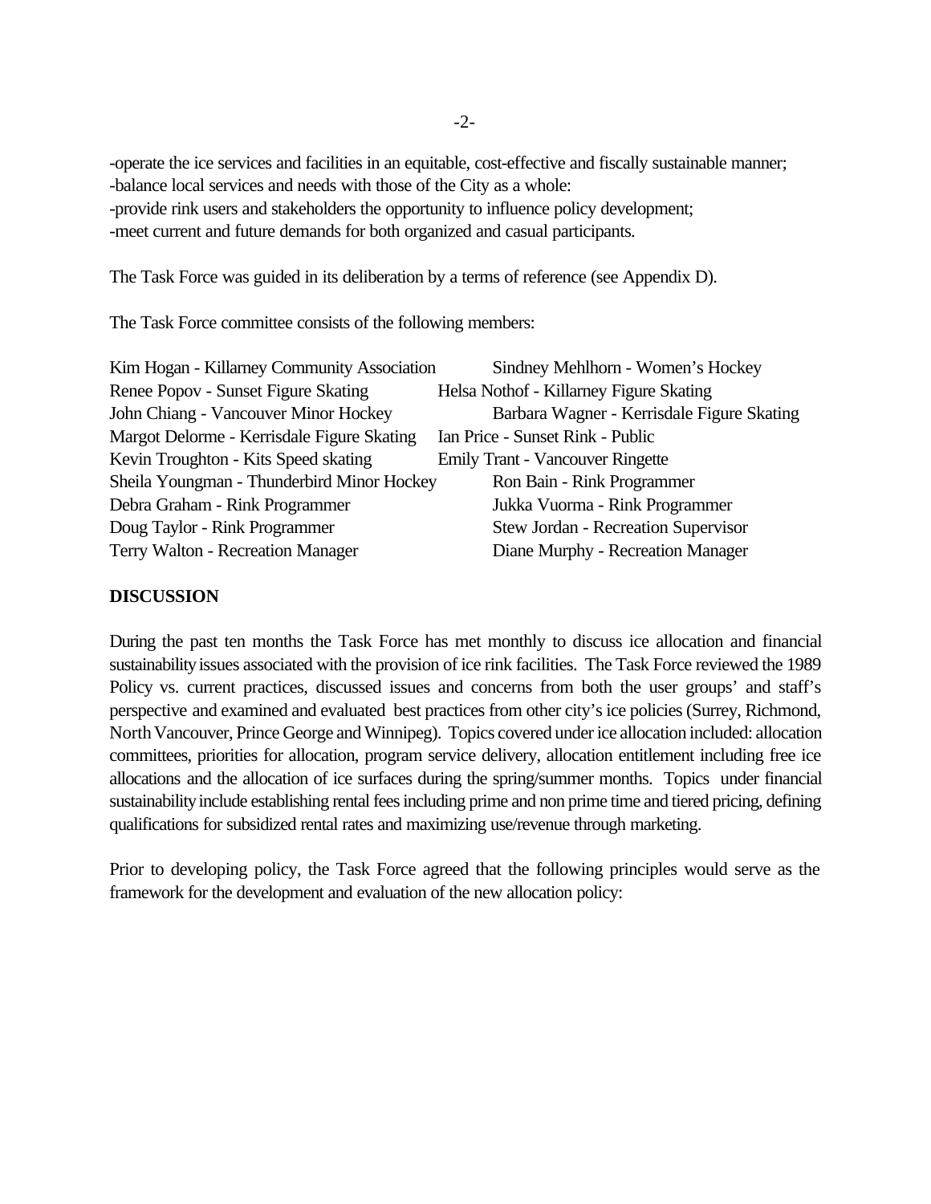-operate the ice services and facilities in an equitable, cost-effective and fiscally sustainable manner;
-balance local services and needs with those of the City as a whole:
-provide rink users and stakeholders the opportunity to influence policy development;
-meet current and future demands for both organized and casual participants.

The Task Force was guided in its deliberation by a terms of reference (see Appendix D).

The Task Force committee consists of the following members:

Kim Hogan - Killarney Community Association
Sindney Mehlhorn - Women's Hockey
Renee Popov - Sunset Figure Skating
Helsa Nothof - Killarney Figure Skating
John Chiang - Vancouver Minor Hockey
Barbara Wagner - Kerrisdale Figure Skating
Margot Delorme - Kerrisdale Figure Skating
Ian Price - Sunset Rink - Public
Kevin Troughton - Kits Speed skating
Emily Trant - Vancouver Ringette
Sheila Youngman - Thunderbird Minor Hockey
Ron Bain - Rink Programmer
Debra Graham - Rink Programmer
Jukka Vuorma - Rink Programmer
Doug Taylor - Rink Programmer
Stew Jordan - Recreation Supervisor
Terry Walton - Recreation Manager
Diane Murphy - Recreation Manager

**DISCUSSION**

During the past ten months the Task Force has met monthly to discuss ice allocation and financial sustainability issues associated with the provision of ice rink facilities. The Task Force reviewed the 1989 Policy vs. current practices, discussed issues and concerns from both the user groups' and staff's perspective and examined and evaluated best practices from other city's ice policies (Surrey, Richmond, North Vancouver, Prince George and Winnipeg). Topics covered under ice allocation included: allocation committees, priorities for allocation, program service delivery, allocation entitlement including free ice allocations and the allocation of ice surfaces during the spring/summer months. Topics under financial sustainability include establishing rental fees including prime and non prime time and tiered pricing, defining qualifications for subsidized rental rates and maximizing use/revenue through marketing.

Prior to developing policy, the Task Force agreed that the following principles would serve as the framework for the development and evaluation of the new allocation policy: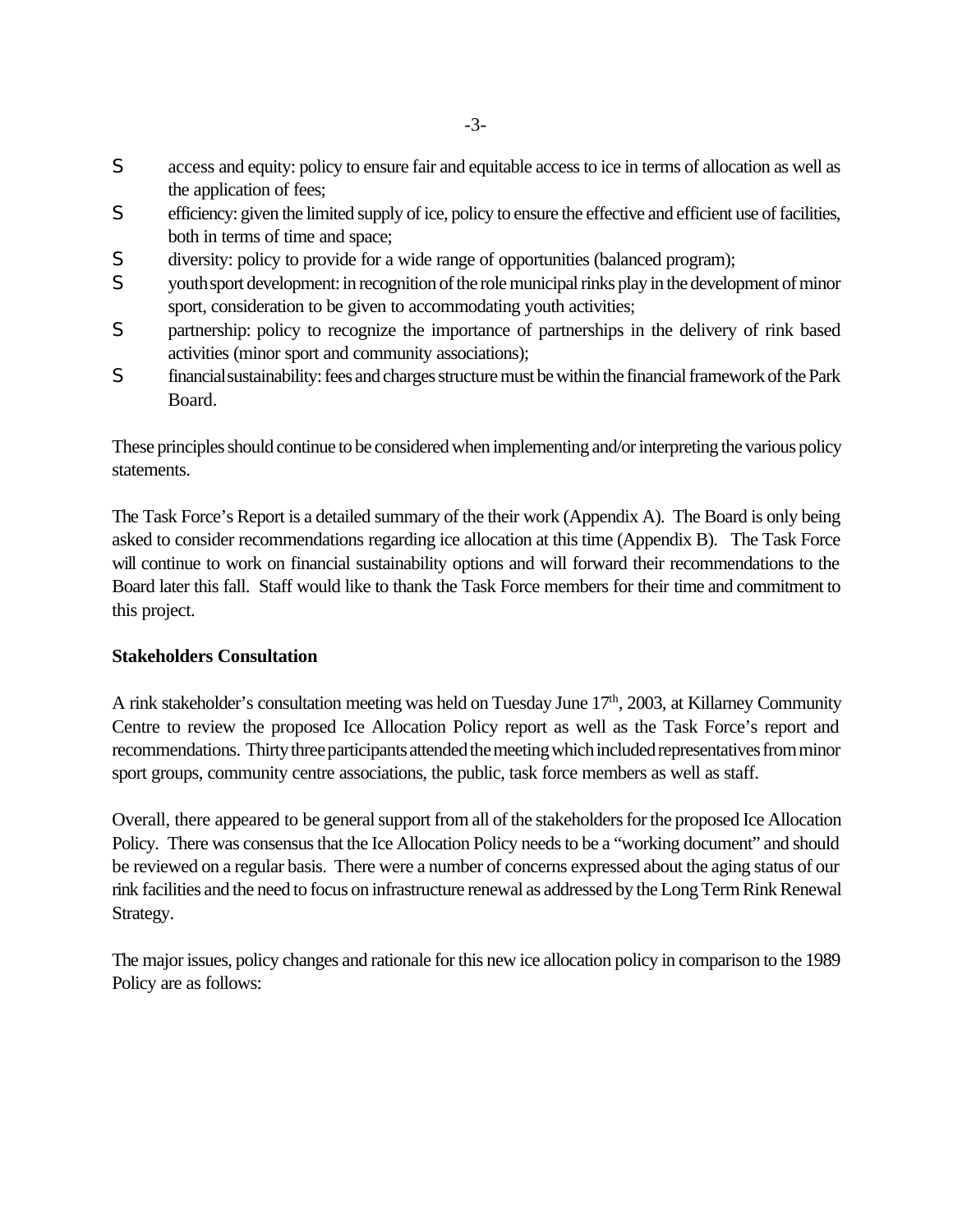- access and equity: policy to ensure fair and equitable access to ice in terms of allocation as well as the application of fees;
- efficiency: given the limited supply of ice, policy to ensure the effective and efficient use of facilities, both in terms of time and space;
- diversity: policy to provide for a wide range of opportunities (balanced program);
- youth sport development: in recognition of the role municipal rinks play in the development of minor sport, consideration to be given to accommodating youth activities;
- partnership: policy to recognize the importance of partnerships in the delivery of rink based activities (minor sport and community associations);
- financial sustainability: fees and charges structure must be within the financial framework of the Park Board.

These principles should continue to be considered when implementing and/or interpreting the various policy statements.

The Task Force's Report is a detailed summary of the their work (Appendix A). The Board is only being asked to consider recommendations regarding ice allocation at this time (Appendix B). The Task Force will continue to work on financial sustainability options and will forward their recommendations to the Board later this fall. Staff would like to thank the Task Force members for their time and commitment to this project.

**Stakeholders Consultation**

A rink stakeholder's consultation meeting was held on Tuesday June 17th, 2003, at Killarney Community Centre to review the proposed Ice Allocation Policy report as well as the Task Force's report and recommendations. Thirty three participants attended the meeting which included representatives from minor sport groups, community centre associations, the public, task force members as well as staff.

Overall, there appeared to be general support from all of the stakeholders for the proposed Ice Allocation Policy. There was consensus that the Ice Allocation Policy needs to be a "working document" and should be reviewed on a regular basis. There were a number of concerns expressed about the aging status of our rink facilities and the need to focus on infrastructure renewal as addressed by the Long Term Rink Renewal Strategy.

The major issues, policy changes and rationale for this new ice allocation policy in comparison to the 1989 Policy are as follows: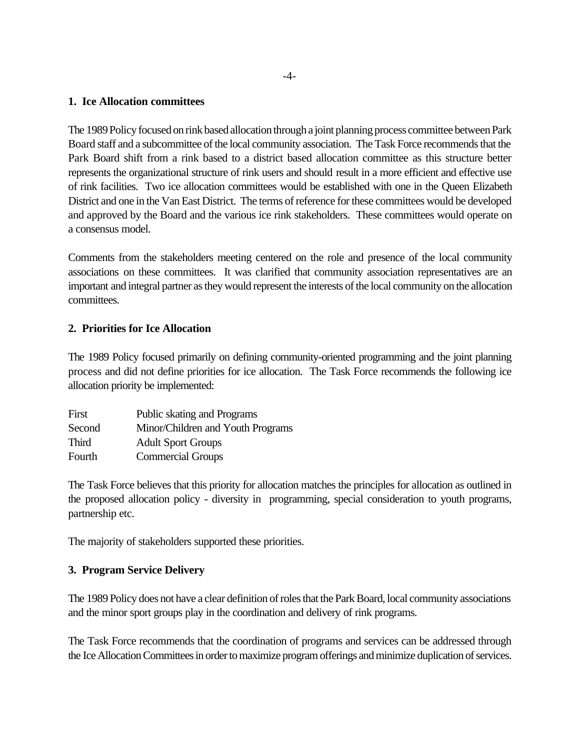**1. Ice Allocation committees**

The 1989 Policy focused on rink based allocation through a joint planning process committee between Park Board staff and a subcommittee of the local community association. The Task Force recommends that the Park Board shift from a rink based to a district based allocation committee as this structure better represents the organizational structure of rink users and should result in a more efficient and effective use of rink facilities. Two ice allocation committees would be established with one in the Queen Elizabeth District and one in the Van East District. The terms of reference for these committees would be developed and approved by the Board and the various ice rink stakeholders. These committees would operate on a consensus model.

Comments from the stakeholders meeting centered on the role and presence of the local community associations on these committees. It was clarified that community association representatives are an important and integral partner as they would represent the interests of the local community on the allocation committees.

**2. Priorities for Ice Allocation**

The 1989 Policy focused primarily on defining community-oriented programming and the joint planning process and did not define priorities for ice allocation. The Task Force recommends the following ice allocation priority be implemented:

| | |
|---|---|
| First | Public skating and Programs |
| Second | Minor/Children and Youth Programs |
| Third | Adult Sport Groups |
| Fourth | Commercial Groups |

The Task Force believes that this priority for allocation matches the principles for allocation as outlined in the proposed allocation policy - diversity in programming, special consideration to youth programs, partnership etc.

The majority of stakeholders supported these priorities.

**3. Program Service Delivery**

The 1989 Policy does not have a clear definition of roles that the Park Board, local community associations and the minor sport groups play in the coordination and delivery of rink programs.

The Task Force recommends that the coordination of programs and services can be addressed through the Ice Allocation Committees in order to maximize program offerings and minimize duplication of services.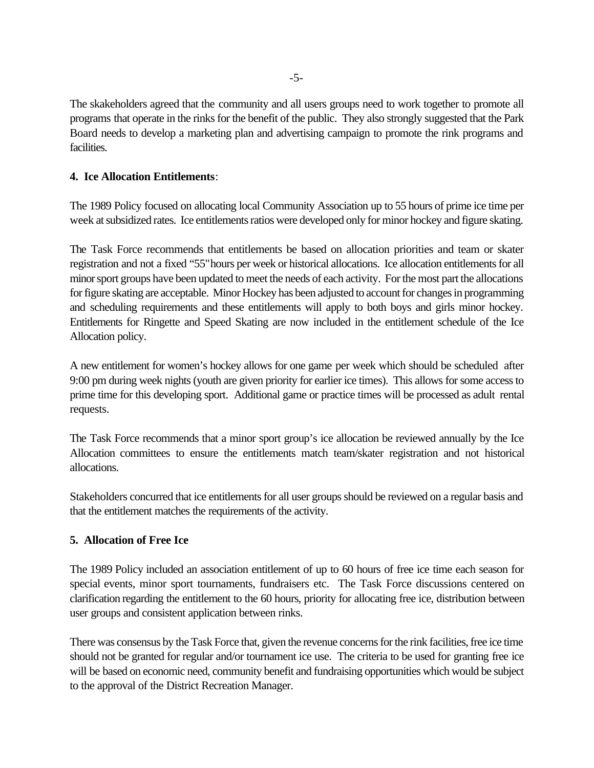The skakeholders agreed that the community and all users groups need to work together to promote all programs that operate in the rinks for the benefit of the public. They also strongly suggested that the Park Board needs to develop a marketing plan and advertising campaign to promote the rink programs and facilities.

**4. Ice Allocation Entitlements**:

The 1989 Policy focused on allocating local Community Association up to 55 hours of prime ice time per week at subsidized rates. Ice entitlements ratios were developed only for minor hockey and figure skating.

The Task Force recommends that entitlements be based on allocation priorities and team or skater registration and not a fixed “55" hours per week or historical allocations. Ice allocation entitlements for all minor sport groups have been updated to meet the needs of each activity. For the most part the allocations for figure skating are acceptable. Minor Hockey has been adjusted to account for changes in programming and scheduling requirements and these entitlements will apply to both boys and girls minor hockey. Entitlements for Ringette and Speed Skating are now included in the entitlement schedule of the Ice Allocation policy.

A new entitlement for women's hockey allows for one game per week which should be scheduled after 9:00 pm during week nights (youth are given priority for earlier ice times). This allows for some access to prime time for this developing sport. Additional game or practice times will be processed as adult rental requests.

The Task Force recommends that a minor sport group's ice allocation be reviewed annually by the Ice Allocation committees to ensure the entitlements match team/skater registration and not historical allocations.

Stakeholders concurred that ice entitlements for all user groups should be reviewed on a regular basis and that the entitlement matches the requirements of the activity.

**5. Allocation of Free Ice**

The 1989 Policy included an association entitlement of up to 60 hours of free ice time each season for special events, minor sport tournaments, fundraisers etc. The Task Force discussions centered on clarification regarding the entitlement to the 60 hours, priority for allocating free ice, distribution between user groups and consistent application between rinks.

There was consensus by the Task Force that, given the revenue concerns for the rink facilities, free ice time should not be granted for regular and/or tournament ice use. The criteria to be used for granting free ice will be based on economic need, community benefit and fundraising opportunities which would be subject to the approval of the District Recreation Manager.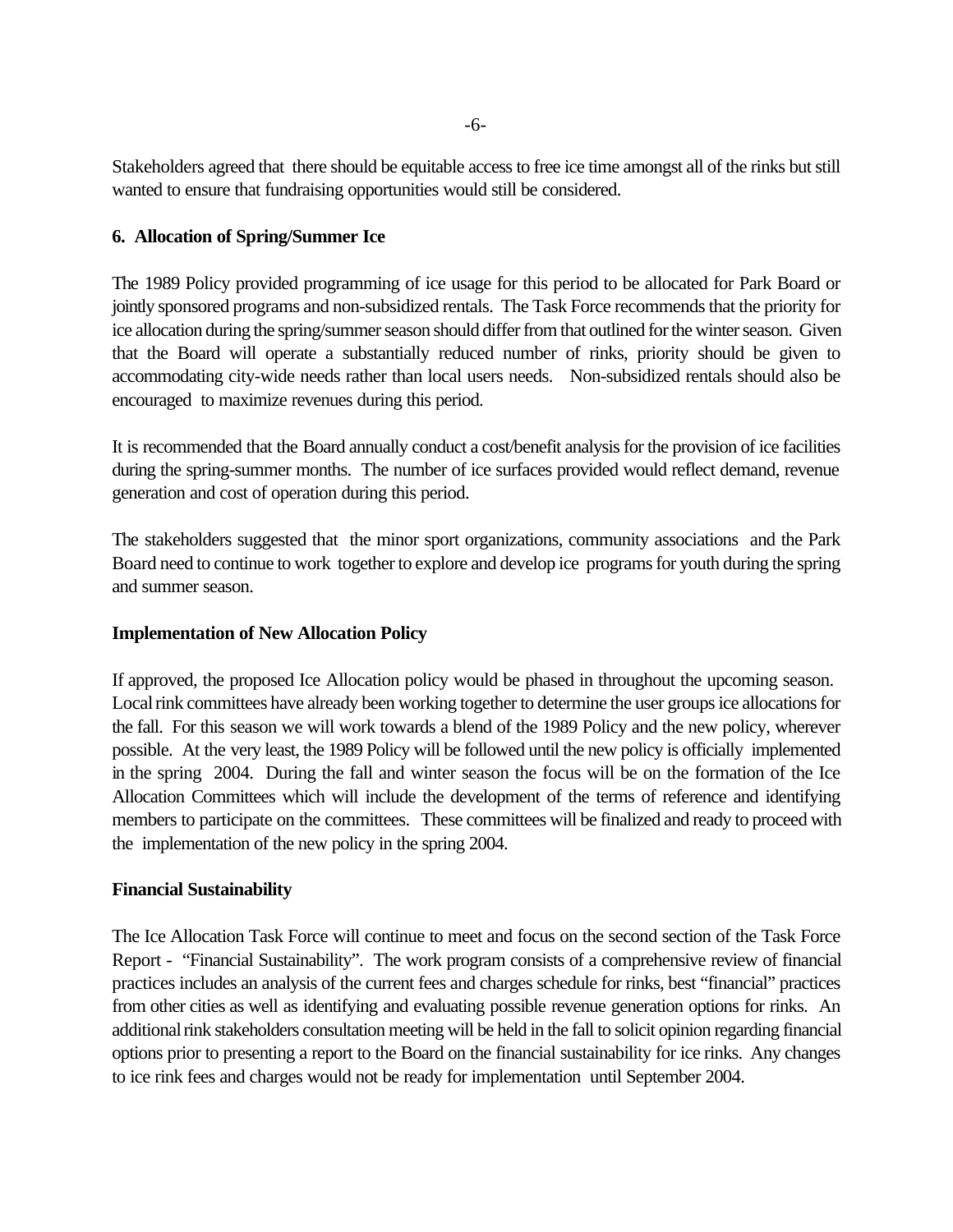Stakeholders agreed that there should be equitable access to free ice time amongst all of the rinks but still wanted to ensure that fundraising opportunities would still be considered.

**6. Allocation of Spring/Summer Ice**

The 1989 Policy provided programming of ice usage for this period to be allocated for Park Board or jointly sponsored programs and non-subsidized rentals. The Task Force recommends that the priority for ice allocation during the spring/summer season should differ from that outlined for the winter season. Given that the Board will operate a substantially reduced number of rinks, priority should be given to accommodating city-wide needs rather than local users needs. Non-subsidized rentals should also be encouraged to maximize revenues during this period.

It is recommended that the Board annually conduct a cost/benefit analysis for the provision of ice facilities during the spring-summer months. The number of ice surfaces provided would reflect demand, revenue generation and cost of operation during this period.

The stakeholders suggested that the minor sport organizations, community associations and the Park Board need to continue to work together to explore and develop ice programs for youth during the spring and summer season.

**Implementation of New Allocation Policy**

If approved, the proposed Ice Allocation policy would be phased in throughout the upcoming season. Local rink committees have already been working together to determine the user groups ice allocations for the fall. For this season we will work towards a blend of the 1989 Policy and the new policy, wherever possible. At the very least, the 1989 Policy will be followed until the new policy is officially implemented in the spring 2004. During the fall and winter season the focus will be on the formation of the Ice Allocation Committees which will include the development of the terms of reference and identifying members to participate on the committees. These committees will be finalized and ready to proceed with the implementation of the new policy in the spring 2004.

**Financial Sustainability**

The Ice Allocation Task Force will continue to meet and focus on the second section of the Task Force Report - "Financial Sustainability". The work program consists of a comprehensive review of financial practices includes an analysis of the current fees and charges schedule for rinks, best "financial" practices from other cities as well as identifying and evaluating possible revenue generation options for rinks. An additional rink stakeholders consultation meeting will be held in the fall to solicit opinion regarding financial options prior to presenting a report to the Board on the financial sustainability for ice rinks. Any changes to ice rink fees and charges would not be ready for implementation until September 2004.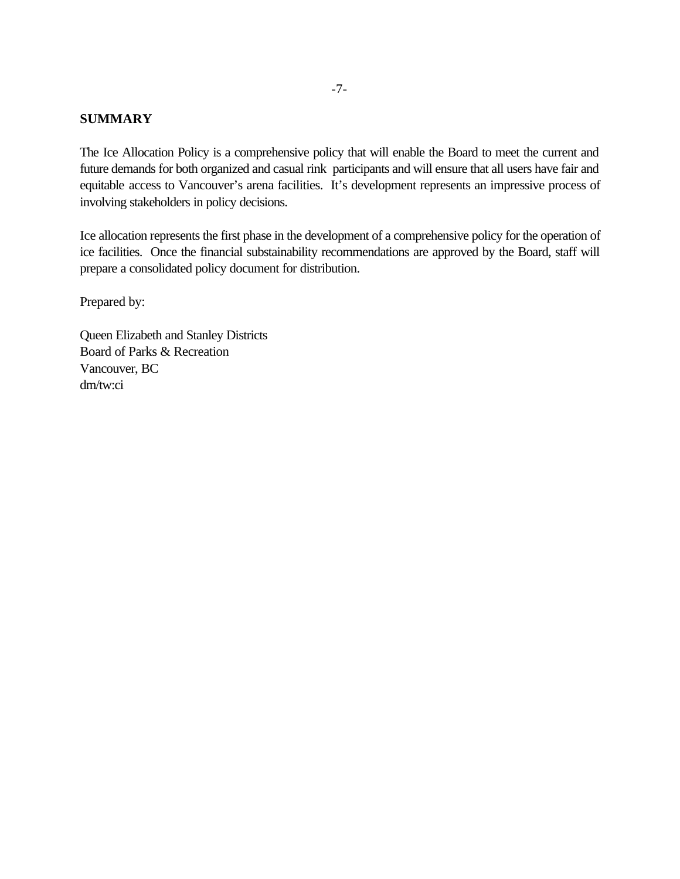## SUMMARY

The Ice Allocation Policy is a comprehensive policy that will enable the Board to meet the current and future demands for both organized and casual rink participants and will ensure that all users have fair and equitable access to Vancouver's arena facilities. It's development represents an impressive process of involving stakeholders in policy decisions.

Ice allocation represents the first phase in the development of a comprehensive policy for the operation of ice facilities. Once the financial substainability recommendations are approved by the Board, staff will prepare a consolidated policy document for distribution.

Prepared by:

Queen Elizabeth and Stanley Districts
Board of Parks & Recreation
Vancouver, BC
dm/tw:ci